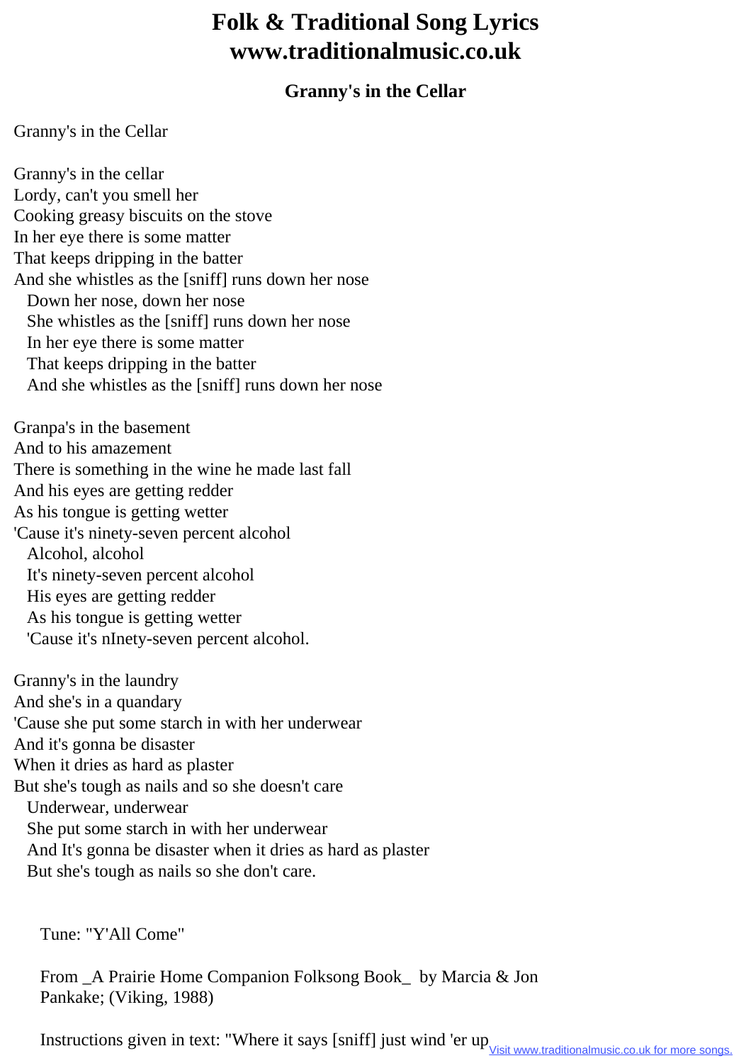# Folk & Traditional Song Lyrics
# www.traditionalmusic.co.uk

### Granny's in the Cellar

Granny's in the Cellar

Granny's in the cellar
Lordy, can't you smell her
Cooking greasy biscuits on the stove
In her eye there is some matter
That keeps dripping in the batter
And she whistles as the [sniff] runs down her nose
  Down her nose, down her nose
  She whistles as the [sniff] runs down her nose
  In her eye there is some matter
  That keeps dripping in the batter
  And she whistles as the [sniff] runs down her nose

Granpa's in the basement
And to his amazement
There is something in the wine he made last fall
And his eyes are getting redder
As his tongue is getting wetter
'Cause it's ninety-seven percent alcohol
  Alcohol, alcohol
  It's ninety-seven percent alcohol
  His eyes are getting redder
  As his tongue is getting wetter
  'Cause it's nInety-seven percent alcohol.

Granny's in the laundry
And she's in a quandary
'Cause she put some starch in with her underwear
And it's gonna be disaster
When it dries as hard as plaster
But she's tough as nails and so she doesn't care
  Underwear, underwear
  She put some starch in with her underwear
  And It's gonna be disaster when it dries as hard as plaster
  But she's tough as nails so she don't care.

Tune: "Y'All Come"

From _A Prairie Home Companion Folksong Book_ by Marcia & Jon Pankake; (Viking, 1988)

Instructions given in text: "Where it says [sniff] just wind 'er up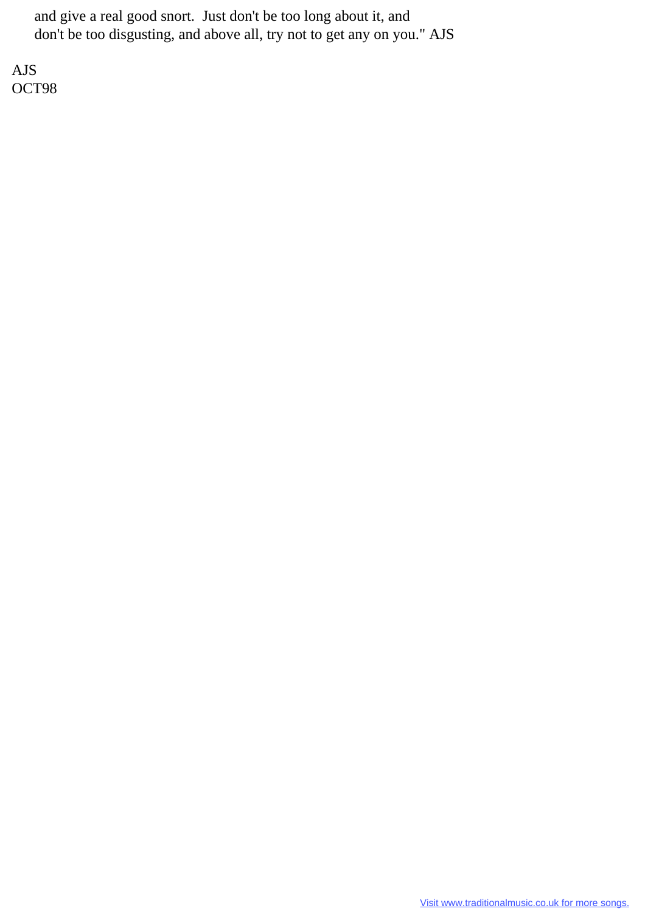and give a real good snort.  Just don't be too long about it, and
don't be too disgusting, and above all, try not to get any on you." AJS

AJS
OCT98